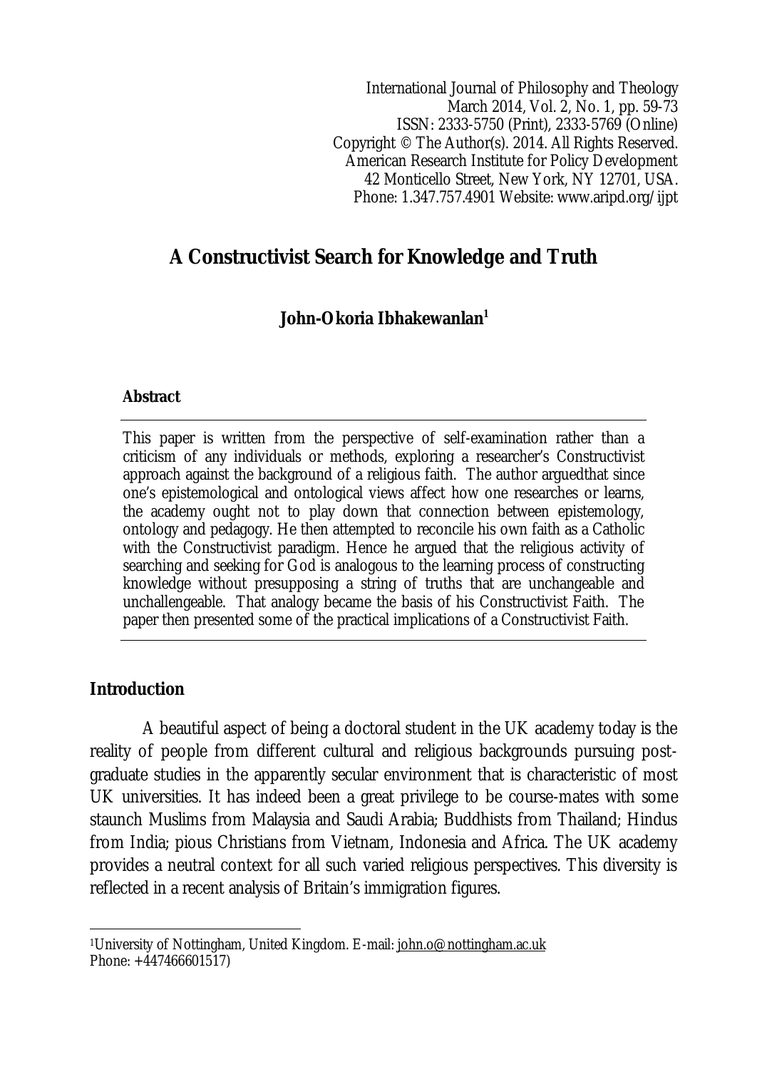International Journal of Philosophy and Theology
March 2014, Vol. 2, No. 1, pp. 59-73
ISSN: 2333-5750 (Print), 2333-5769 (Online)
Copyright © The Author(s). 2014. All Rights Reserved.
American Research Institute for Policy Development
42 Monticello Street, New York, NY 12701, USA.
Phone: 1.347.757.4901 Website: www.aripd.org/ijpt

# A Constructivist Search for Knowledge and Truth

**John-Okoria Ibhakewanlan[1]**

### Abstract

This paper is written from the perspective of self-examination rather than a criticism of any individuals or methods, exploring a researcher's Constructivist approach against the background of a religious faith. The author arguedthat since one's epistemological and ontological views affect how one researches or learns, the academy ought not to play down that connection between epistemology, ontology and pedagogy. He then attempted to reconcile his own faith as a Catholic with the Constructivist paradigm. Hence he argued that the religious activity of searching and seeking for God is analogous to the learning process of constructing knowledge without presupposing a string of truths that are unchangeable and unchallengeable. That analogy became the basis of his Constructivist Faith. The paper then presented some of the practical implications of a Constructivist Faith.

## Introduction

A beautiful aspect of being a doctoral student in the UK academy today is the reality of people from different cultural and religious backgrounds pursuing post-graduate studies in the apparently secular environment that is characteristic of most UK universities. It has indeed been a great privilege to be course-mates with some staunch Muslims from Malaysia and Saudi Arabia; Buddhists from Thailand; Hindus from India; pious Christians from Vietnam, Indonesia and Africa. The UK academy provides a neutral context for all such varied religious perspectives. This diversity is reflected in a recent analysis of Britain's immigration figures.

[1]University of Nottingham, United Kingdom. E-mail: john.o@nottingham.ac.uk
Phone: +447466601517)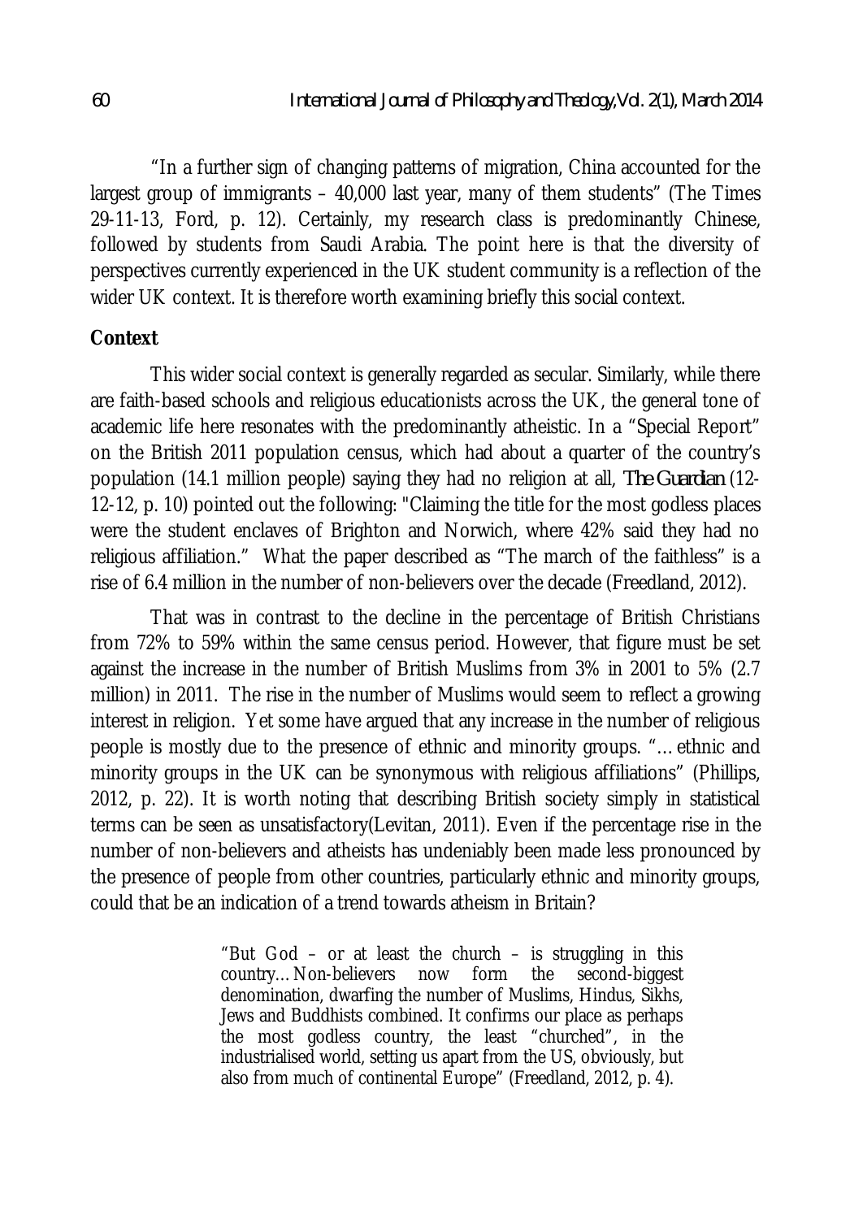"In a further sign of changing patterns of migration, China accounted for the largest group of immigrants – 40,000 last year, many of them students" (The Times 29-11-13, Ford, p. 12). Certainly, my research class is predominantly Chinese, followed by students from Saudi Arabia. The point here is that the diversity of perspectives currently experienced in the UK student community is a reflection of the wider UK context. It is therefore worth examining briefly this social context.

## Context

This wider social context is generally regarded as secular. Similarly, while there are faith-based schools and religious educationists across the UK, the general tone of academic life here resonates with the predominantly atheistic. In a "Special Report" on the British 2011 population census, which had about a quarter of the country's population (14.1 million people) saying they had no religion at all, *The Guardian* (12-12-12, p. 10) pointed out the following: "Claiming the title for the most godless places were the student enclaves of Brighton and Norwich, where 42% said they had no religious affiliation." What the paper described as "The march of the faithless" is a rise of 6.4 million in the number of non-believers over the decade (Freedland, 2012).

That was in contrast to the decline in the percentage of British Christians from 72% to 59% within the same census period. However, that figure must be set against the increase in the number of British Muslims from 3% in 2001 to 5% (2.7 million) in 2011. The rise in the number of Muslims would seem to reflect a growing interest in religion. Yet some have argued that any increase in the number of religious people is mostly due to the presence of ethnic and minority groups. "…ethnic and minority groups in the UK can be synonymous with religious affiliations" (Phillips, 2012, p. 22). It is worth noting that describing British society simply in statistical terms can be seen as unsatisfactory(Levitan, 2011). Even if the percentage rise in the number of non-believers and atheists has undeniably been made less pronounced by the presence of people from other countries, particularly ethnic and minority groups, could that be an indication of a trend towards atheism in Britain?

> "But God – or at least the church – is struggling in this country…Non-believers now form the second-biggest denomination, dwarfing the number of Muslims, Hindus, Sikhs, Jews and Buddhists combined. It confirms our place as perhaps the most godless country, the least "churched", in the industrialised world, setting us apart from the US, obviously, but also from much of continental Europe" (Freedland, 2012, p. 4).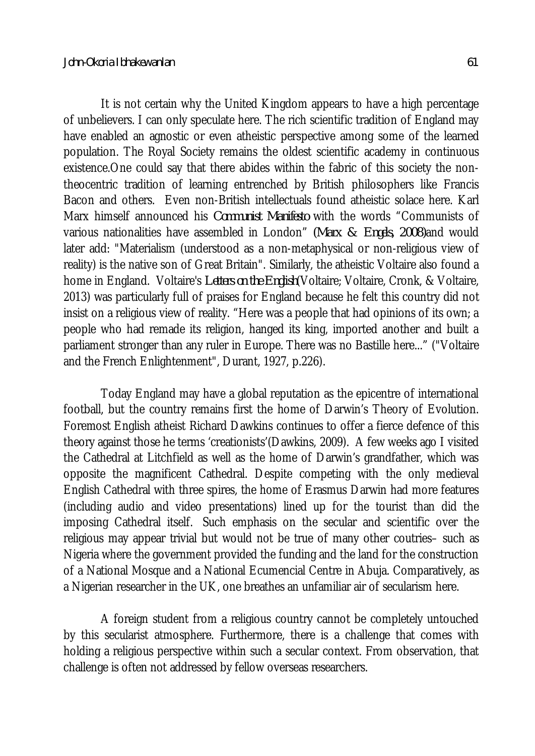It is not certain why the United Kingdom appears to have a high percentage of unbelievers. I can only speculate here. The rich scientific tradition of England may have enabled an agnostic or even atheistic perspective among some of the learned population. The Royal Society remains the oldest scientific academy in continuous existence.One could say that there abides within the fabric of this society the non-theocentric tradition of learning entrenched by British philosophers like Francis Bacon and others. Even non-British intellectuals found atheistic solace here. Karl Marx himself announced his *Communist Manifesto* with the words "Communists of various nationalities have assembled in London" (*Marx & Engels, 2008)*and would later add: "Materialism (understood as a non-metaphysical or non-religious view of reality) is the native son of Great Britain". Similarly, the atheistic Voltaire also found a home in England. Voltaire's *Letters on the English*(Voltaire; Voltaire, Cronk, & Voltaire, 2013) was particularly full of praises for England because he felt this country did not insist on a religious view of reality. "Here was a people that had opinions of its own; a people who had remade its religion, hanged its king, imported another and built a parliament stronger than any ruler in Europe. There was no Bastille here..." ("Voltaire and the French Enlightenment", Durant, 1927, p.226).

Today England may have a global reputation as the epicentre of international football, but the country remains first the home of Darwin's Theory of Evolution. Foremost English atheist Richard Dawkins continues to offer a fierce defence of this theory against those he terms 'creationists'(Dawkins, 2009). A few weeks ago I visited the Cathedral at Litchfield as well as the home of Darwin's grandfather, which was opposite the magnificent Cathedral. Despite competing with the only medieval English Cathedral with three spires, the home of Erasmus Darwin had more features (including audio and video presentations) lined up for the tourist than did the imposing Cathedral itself. Such emphasis on the secular and scientific over the religious may appear trivial but would not be true of many other coutries– such as Nigeria where the government provided the funding and the land for the construction of a National Mosque and a National Ecumencial Centre in Abuja. Comparatively, as a Nigerian researcher in the UK, one breathes an unfamiliar air of secularism here.

A foreign student from a religious country cannot be completely untouched by this secularist atmosphere. Furthermore, there is a challenge that comes with holding a religious perspective within such a secular context. From observation, that challenge is often not addressed by fellow overseas researchers.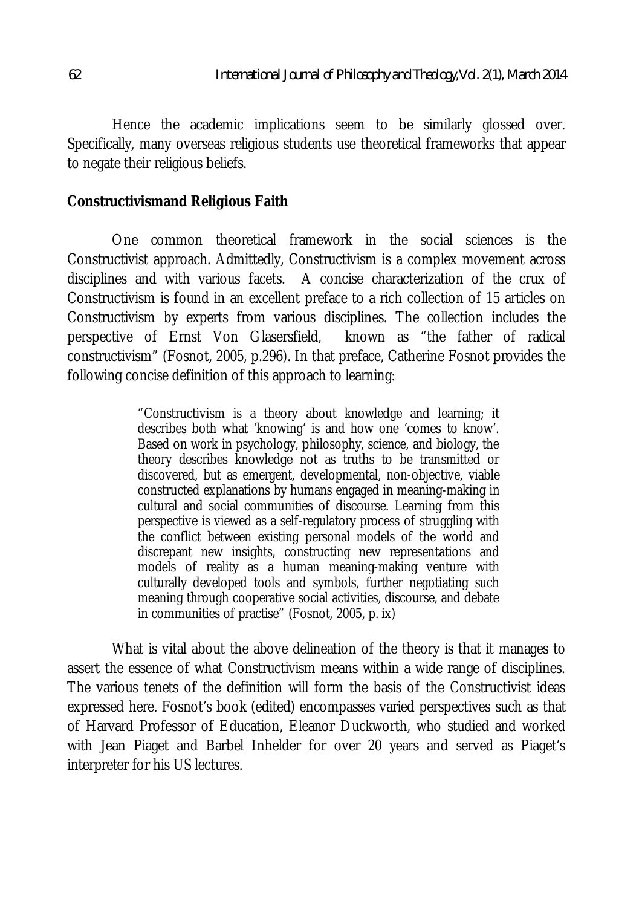Hence the academic implications seem to be similarly glossed over. Specifically, many overseas religious students use theoretical frameworks that appear to negate their religious beliefs.

**Constructivismand Religious Faith**

One common theoretical framework in the social sciences is the Constructivist approach. Admittedly, Constructivism is a complex movement across disciplines and with various facets. A concise characterization of the crux of Constructivism is found in an excellent preface to a rich collection of 15 articles on Constructivism by experts from various disciplines. The collection includes the perspective of Ernst Von Glasersfield, known as "the father of radical constructivism" (Fosnot, 2005, p.296). In that preface, Catherine Fosnot provides the following concise definition of this approach to learning:

> "Constructivism is a theory about knowledge and learning; it describes both what 'knowing' is and how one 'comes to know'. Based on work in psychology, philosophy, science, and biology, the theory describes knowledge not as truths to be transmitted or discovered, but as emergent, developmental, non-objective, viable constructed explanations by humans engaged in meaning-making in cultural and social communities of discourse. Learning from this perspective is viewed as a self-regulatory process of struggling with the conflict between existing personal models of the world and discrepant new insights, constructing new representations and models of reality as a human meaning-making venture with culturally developed tools and symbols, further negotiating such meaning through cooperative social activities, discourse, and debate in communities of practise" (Fosnot, 2005, p. ix)

What is vital about the above delineation of the theory is that it manages to assert the essence of what Constructivism means within a wide range of disciplines. The various tenets of the definition will form the basis of the Constructivist ideas expressed here. Fosnot's book (edited) encompasses varied perspectives such as that of Harvard Professor of Education, Eleanor Duckworth, who studied and worked with Jean Piaget and Barbel Inhelder for over 20 years and served as Piaget's interpreter for his US lectures.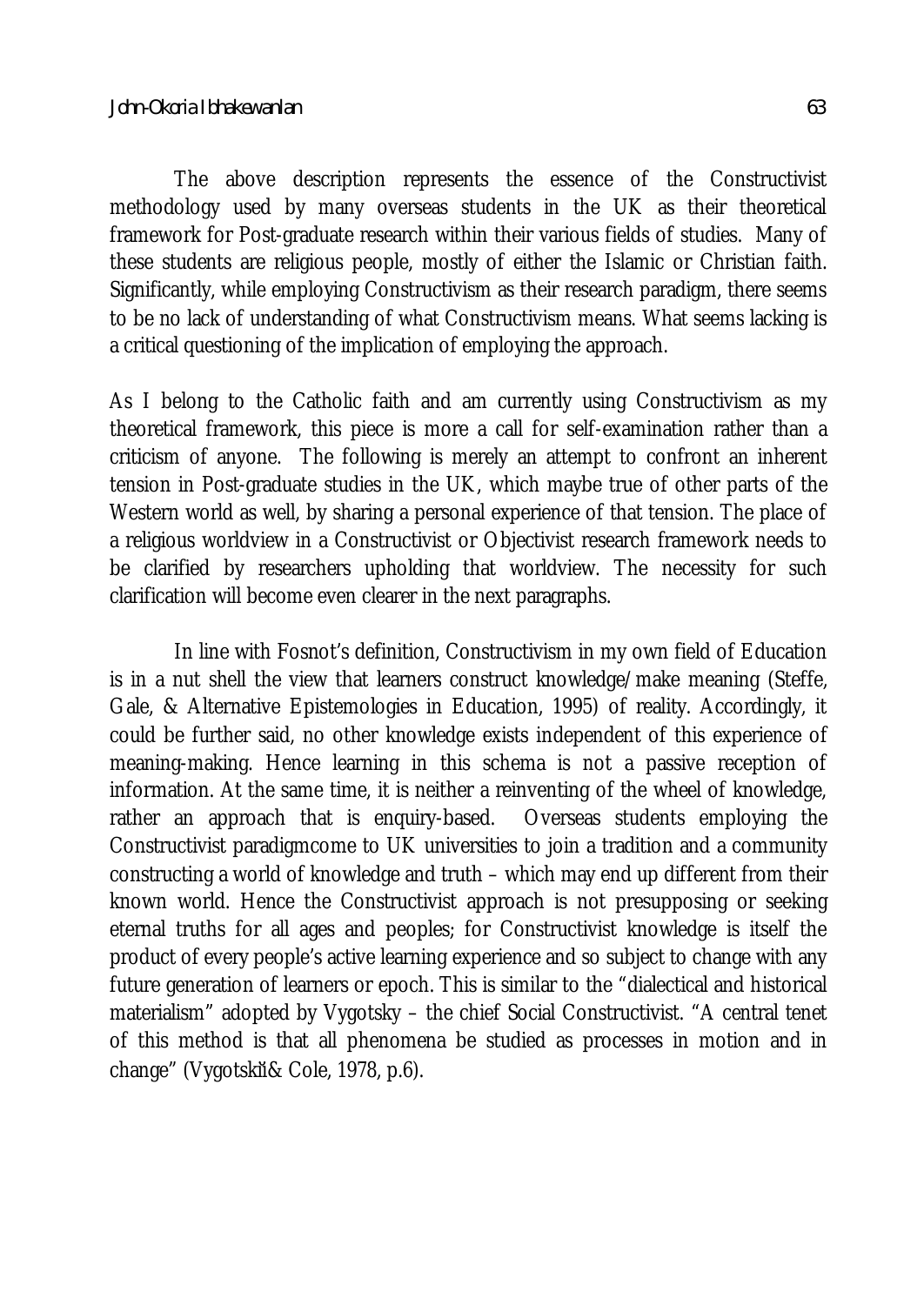The above description represents the essence of the Constructivist methodology used by many overseas students in the UK as their theoretical framework for Post-graduate research within their various fields of studies. Many of these students are religious people, mostly of either the Islamic or Christian faith. Significantly, while employing Constructivism as their research paradigm, there seems to be no lack of understanding of what Constructivism means. What seems lacking is a critical questioning of the implication of employing the approach.

As I belong to the Catholic faith and am currently using Constructivism as my theoretical framework, this piece is more a call for self-examination rather than a criticism of anyone. The following is merely an attempt to confront an inherent tension in Post-graduate studies in the UK, which maybe true of other parts of the Western world as well, by sharing a personal experience of that tension. The place of a religious worldview in a Constructivist or Objectivist research framework needs to be clarified by researchers upholding that worldview. The necessity for such clarification will become even clearer in the next paragraphs.

In line with Fosnot's definition, Constructivism in my own field of Education is in a nut shell the view that learners construct knowledge/make meaning (Steffe, Gale, & Alternative Epistemologies in Education, 1995) of reality. Accordingly, it could be further said, no other knowledge exists independent of this experience of meaning-making. Hence learning in this schema is not a passive reception of information. At the same time, it is neither a reinventing of the wheel of knowledge, rather an approach that is enquiry-based. Overseas students employing the Constructivist paradigmcome to UK universities to join a tradition and a community constructing a world of knowledge and truth – which may end up different from their known world. Hence the Constructivist approach is not presupposing or seeking eternal truths for all ages and peoples; for Constructivist knowledge is itself the product of every people's active learning experience and so subject to change with any future generation of learners or epoch. This is similar to the "dialectical and historical materialism" adopted by Vygotsky – the chief Social Constructivist. "A central tenet of this method is that all phenomena be studied as processes in motion and in change" (Vygotskiĭ& Cole, 1978, p.6).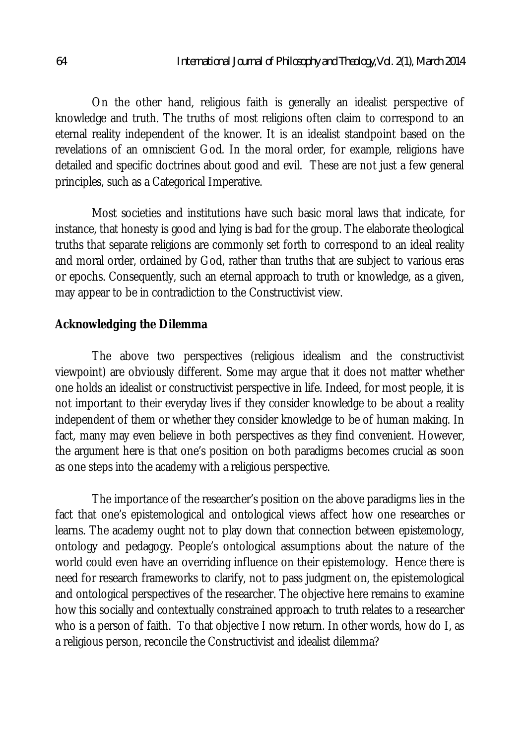On the other hand, religious faith is generally an idealist perspective of knowledge and truth. The truths of most religions often claim to correspond to an eternal reality independent of the knower. It is an idealist standpoint based on the revelations of an omniscient God. In the moral order, for example, religions have detailed and specific doctrines about good and evil. These are not just a few general principles, such as a Categorical Imperative.

Most societies and institutions have such basic moral laws that indicate, for instance, that honesty is good and lying is bad for the group. The elaborate theological truths that separate religions are commonly set forth to correspond to an ideal reality and moral order, ordained by God, rather than truths that are subject to various eras or epochs. Consequently, such an eternal approach to truth or knowledge, as a given, may appear to be in contradiction to the Constructivist view.

**Acknowledging the Dilemma**

The above two perspectives (religious idealism and the constructivist viewpoint) are obviously different. Some may argue that it does not matter whether one holds an idealist or constructivist perspective in life. Indeed, for most people, it is not important to their everyday lives if they consider knowledge to be about a reality independent of them or whether they consider knowledge to be of human making. In fact, many may even believe in both perspectives as they find convenient. However, the argument here is that one's position on both paradigms becomes crucial as soon as one steps into the academy with a religious perspective.

The importance of the researcher's position on the above paradigms lies in the fact that one's epistemological and ontological views affect how one researches or learns. The academy ought not to play down that connection between epistemology, ontology and pedagogy. People's ontological assumptions about the nature of the world could even have an overriding influence on their epistemology. Hence there is need for research frameworks to clarify, not to pass judgment on, the epistemological and ontological perspectives of the researcher. The objective here remains to examine how this socially and contextually constrained approach to truth relates to a researcher who is a person of faith. To that objective I now return. In other words, how do I, as a religious person, reconcile the Constructivist and idealist dilemma?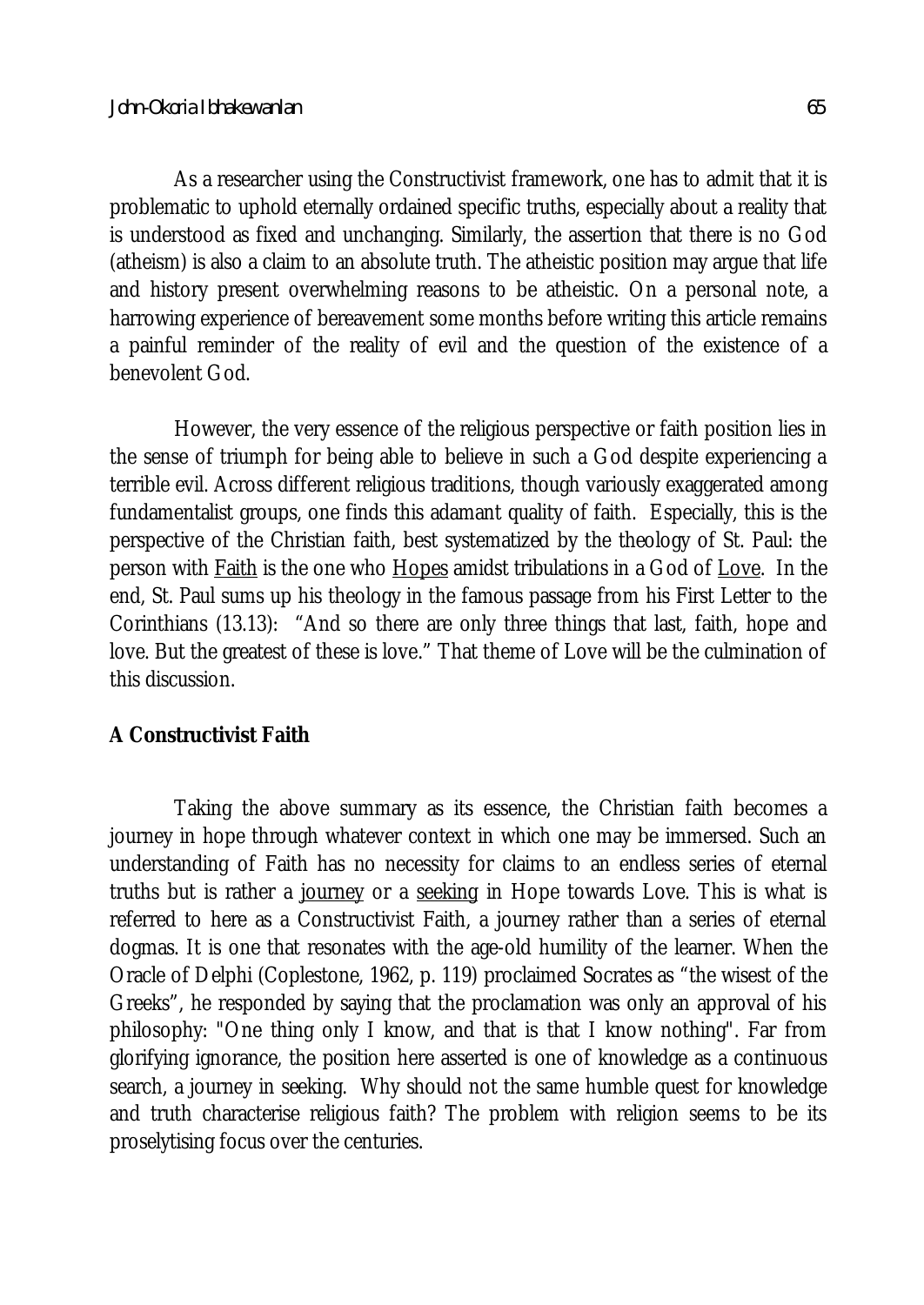As a researcher using the Constructivist framework, one has to admit that it is problematic to uphold eternally ordained specific truths, especially about a reality that is understood as fixed and unchanging. Similarly, the assertion that there is no God (atheism) is also a claim to an absolute truth. The atheistic position may argue that life and history present overwhelming reasons to be atheistic. On a personal note, a harrowing experience of bereavement some months before writing this article remains a painful reminder of the reality of evil and the question of the existence of a benevolent God.

However, the very essence of the religious perspective or faith position lies in the sense of triumph for being able to believe in such a God despite experiencing a terrible evil. Across different religious traditions, though variously exaggerated among fundamentalist groups, one finds this adamant quality of faith. Especially, this is the perspective of the Christian faith, best systematized by the theology of St. Paul: the person with <u>Faith</u> is the one who <u>Hopes</u> amidst tribulations in a God of <u>Love</u>. In the end, St. Paul sums up his theology in the famous passage from his First Letter to the Corinthians (13.13): "And so there are only three things that last, faith, hope and love. But the greatest of these is love." That theme of Love will be the culmination of this discussion.

## A Constructivist Faith

Taking the above summary as its essence, the Christian faith becomes a journey in hope through whatever context in which one may be immersed. Such an understanding of Faith has no necessity for claims to an endless series of eternal truths but is rather a <u>journey</u> or a <u>seeking</u> in Hope towards Love. This is what is referred to here as a Constructivist Faith, a journey rather than a series of eternal dogmas. It is one that resonates with the age-old humility of the learner. When the Oracle of Delphi (Coplestone, 1962, p. 119) proclaimed Socrates as "the wisest of the Greeks", he responded by saying that the proclamation was only an approval of his philosophy: "One thing only I know, and that is that I know nothing". Far from glorifying ignorance, the position here asserted is one of knowledge as a continuous search, a journey in seeking. Why should not the same humble quest for knowledge and truth characterise religious faith? The problem with religion seems to be its proselytising focus over the centuries.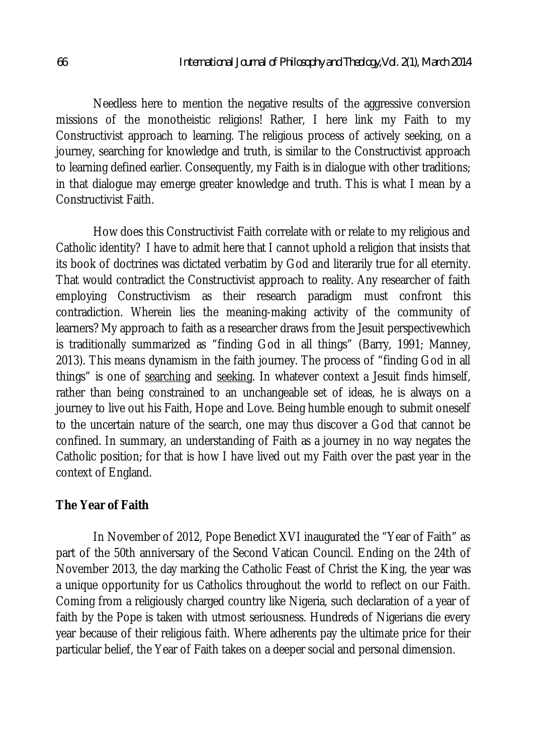Needless here to mention the negative results of the aggressive conversion missions of the monotheistic religions! Rather, I here link my Faith to my Constructivist approach to learning. The religious process of actively seeking, on a journey, searching for knowledge and truth, is similar to the Constructivist approach to learning defined earlier. Consequently, my Faith is in dialogue with other traditions; in that dialogue may emerge greater knowledge and truth. This is what I mean by a Constructivist Faith.

How does this Constructivist Faith correlate with or relate to my religious and Catholic identity? I have to admit here that I cannot uphold a religion that insists that its book of doctrines was dictated verbatim by God and literarily true for all eternity. That would contradict the Constructivist approach to reality. Any researcher of faith employing Constructivism as their research paradigm must confront this contradiction. Wherein lies the meaning-making activity of the community of learners? My approach to faith as a researcher draws from the Jesuit perspectivewhich is traditionally summarized as "finding God in all things" (Barry, 1991; Manney, 2013). This means dynamism in the faith journey. The process of "finding God in all things" is one of <u>searching</u> and <u>seeking</u>. In whatever context a Jesuit finds himself, rather than being constrained to an unchangeable set of ideas, he is always on a journey to live out his Faith, Hope and Love. Being humble enough to submit oneself to the uncertain nature of the search, one may thus discover a God that cannot be confined. In summary, an understanding of Faith as a journey in no way negates the Catholic position; for that is how I have lived out my Faith over the past year in the context of England.

## The Year of Faith

In November of 2012, Pope Benedict XVI inaugurated the "Year of Faith" as part of the 50th anniversary of the Second Vatican Council. Ending on the 24th of November 2013, the day marking the Catholic Feast of Christ the King, the year was a unique opportunity for us Catholics throughout the world to reflect on our Faith. Coming from a religiously charged country like Nigeria, such declaration of a year of faith by the Pope is taken with utmost seriousness. Hundreds of Nigerians die every year because of their religious faith. Where adherents pay the ultimate price for their particular belief, the Year of Faith takes on a deeper social and personal dimension.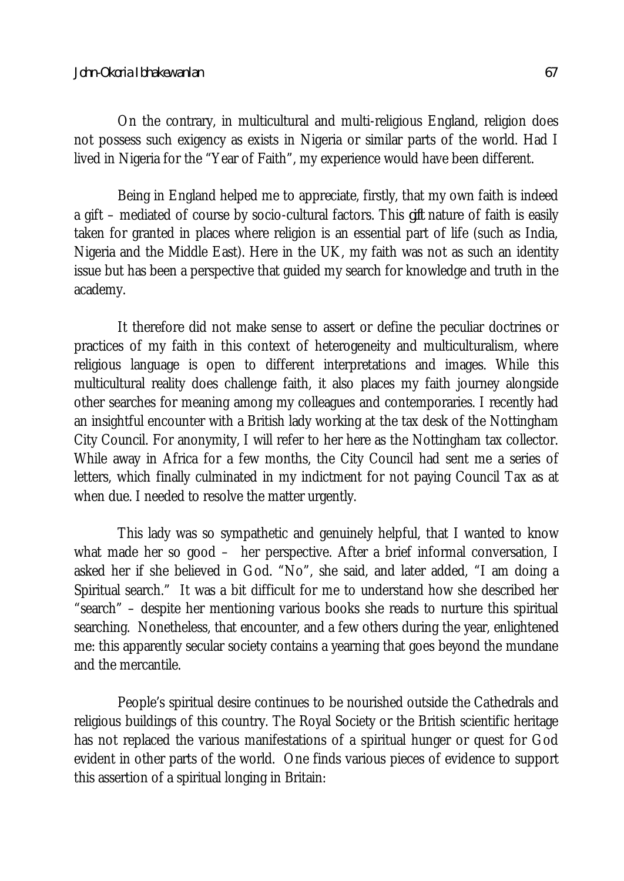On the contrary, in multicultural and multi-religious England, religion does not possess such exigency as exists in Nigeria or similar parts of the world. Had I lived in Nigeria for the "Year of Faith", my experience would have been different.

Being in England helped me to appreciate, firstly, that my own faith is indeed a gift – mediated of course by socio-cultural factors. This *gift* nature of faith is easily taken for granted in places where religion is an essential part of life (such as India, Nigeria and the Middle East). Here in the UK, my faith was not as such an identity issue but has been a perspective that guided my search for knowledge and truth in the academy.

It therefore did not make sense to assert or define the peculiar doctrines or practices of my faith in this context of heterogeneity and multiculturalism, where religious language is open to different interpretations and images. While this multicultural reality does challenge faith, it also places my faith journey alongside other searches for meaning among my colleagues and contemporaries. I recently had an insightful encounter with a British lady working at the tax desk of the Nottingham City Council. For anonymity, I will refer to her here as the Nottingham tax collector. While away in Africa for a few months, the City Council had sent me a series of letters, which finally culminated in my indictment for not paying Council Tax as at when due. I needed to resolve the matter urgently.

This lady was so sympathetic and genuinely helpful, that I wanted to know what made her so good – her perspective. After a brief informal conversation, I asked her if she believed in God. "No", she said, and later added, "I am doing a Spiritual search." It was a bit difficult for me to understand how she described her "search" – despite her mentioning various books she reads to nurture this spiritual searching. Nonetheless, that encounter, and a few others during the year, enlightened me: this apparently secular society contains a yearning that goes beyond the mundane and the mercantile.

People's spiritual desire continues to be nourished outside the Cathedrals and religious buildings of this country. The Royal Society or the British scientific heritage has not replaced the various manifestations of a spiritual hunger or quest for God evident in other parts of the world. One finds various pieces of evidence to support this assertion of a spiritual longing in Britain: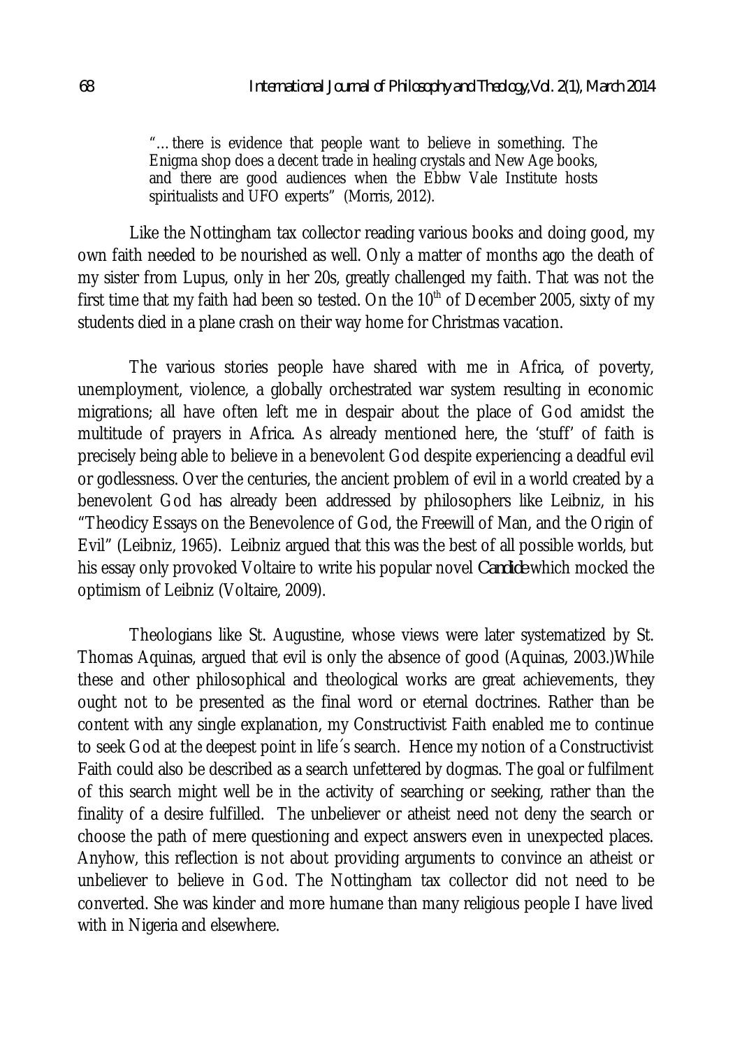> "…there is evidence that people want to believe in something. The Enigma shop does a decent trade in healing crystals and New Age books, and there are good audiences when the Ebbw Vale Institute hosts spiritualists and UFO experts" (Morris, 2012).

Like the Nottingham tax collector reading various books and doing good, my own faith needed to be nourished as well. Only a matter of months ago the death of my sister from Lupus, only in her 20s, greatly challenged my faith. That was not the first time that my faith had been so tested. On the 10th of December 2005, sixty of my students died in a plane crash on their way home for Christmas vacation.

The various stories people have shared with me in Africa, of poverty, unemployment, violence, a globally orchestrated war system resulting in economic migrations; all have often left me in despair about the place of God amidst the multitude of prayers in Africa. As already mentioned here, the 'stuff' of faith is precisely being able to believe in a benevolent God despite experiencing a deadful evil or godlessness. Over the centuries, the ancient problem of evil in a world created by a benevolent God has already been addressed by philosophers like Leibniz, in his "Theodicy Essays on the Benevolence of God, the Freewill of Man, and the Origin of Evil" (Leibniz, 1965). Leibniz argued that this was the best of all possible worlds, but his essay only provoked Voltaire to write his popular novel *Candide* which mocked the optimism of Leibniz (Voltaire, 2009).

Theologians like St. Augustine, whose views were later systematized by St. Thomas Aquinas, argued that evil is only the absence of good (Aquinas, 2003.)While these and other philosophical and theological works are great achievements, they ought not to be presented as the final word or eternal doctrines. Rather than be content with any single explanation, my Constructivist Faith enabled me to continue to seek God at the deepest point in life´s search. Hence my notion of a Constructivist Faith could also be described as a search unfettered by dogmas. The goal or fulfilment of this search might well be in the activity of searching or seeking, rather than the finality of a desire fulfilled. The unbeliever or atheist need not deny the search or choose the path of mere questioning and expect answers even in unexpected places. Anyhow, this reflection is not about providing arguments to convince an atheist or unbeliever to believe in God. The Nottingham tax collector did not need to be converted. She was kinder and more humane than many religious people I have lived with in Nigeria and elsewhere.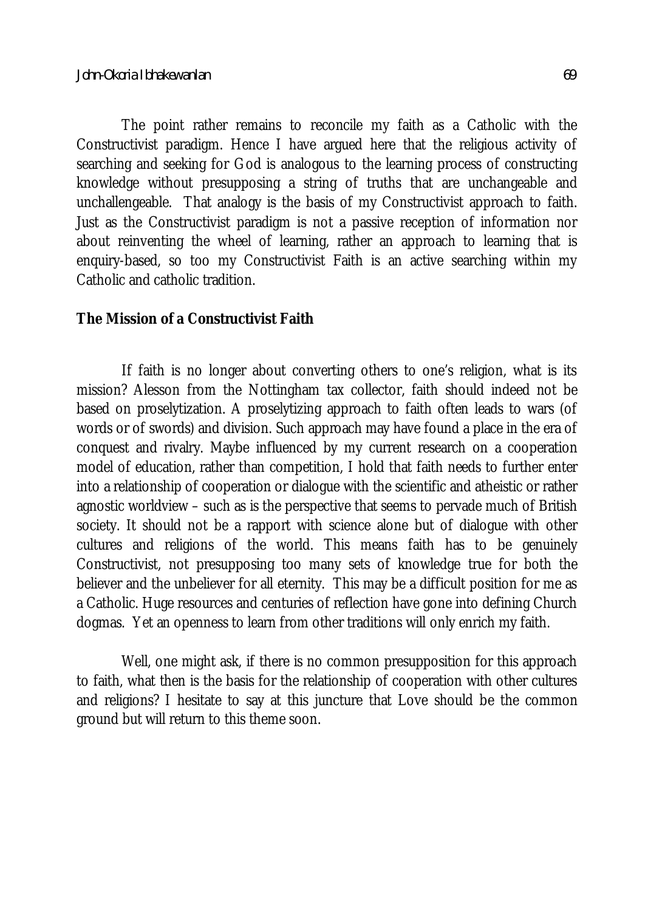The point rather remains to reconcile my faith as a Catholic with the Constructivist paradigm. Hence I have argued here that the religious activity of searching and seeking for God is analogous to the learning process of constructing knowledge without presupposing a string of truths that are unchangeable and unchallengeable. That analogy is the basis of my Constructivist approach to faith. Just as the Constructivist paradigm is not a passive reception of information nor about reinventing the wheel of learning, rather an approach to learning that is enquiry-based, so too my Constructivist Faith is an active searching within my Catholic and catholic tradition.

## The Mission of a Constructivist Faith

If faith is no longer about converting others to one's religion, what is its mission? Alesson from the Nottingham tax collector, faith should indeed not be based on proselytization. A proselytizing approach to faith often leads to wars (of words or of swords) and division. Such approach may have found a place in the era of conquest and rivalry. Maybe influenced by my current research on a cooperation model of education, rather than competition, I hold that faith needs to further enter into a relationship of cooperation or dialogue with the scientific and atheistic or rather agnostic worldview – such as is the perspective that seems to pervade much of British society. It should not be a rapport with science alone but of dialogue with other cultures and religions of the world. This means faith has to be genuinely Constructivist, not presupposing too many sets of knowledge true for both the believer and the unbeliever for all eternity. This may be a difficult position for me as a Catholic. Huge resources and centuries of reflection have gone into defining Church dogmas. Yet an openness to learn from other traditions will only enrich my faith.

Well, one might ask, if there is no common presupposition for this approach to faith, what then is the basis for the relationship of cooperation with other cultures and religions? I hesitate to say at this juncture that Love should be the common ground but will return to this theme soon.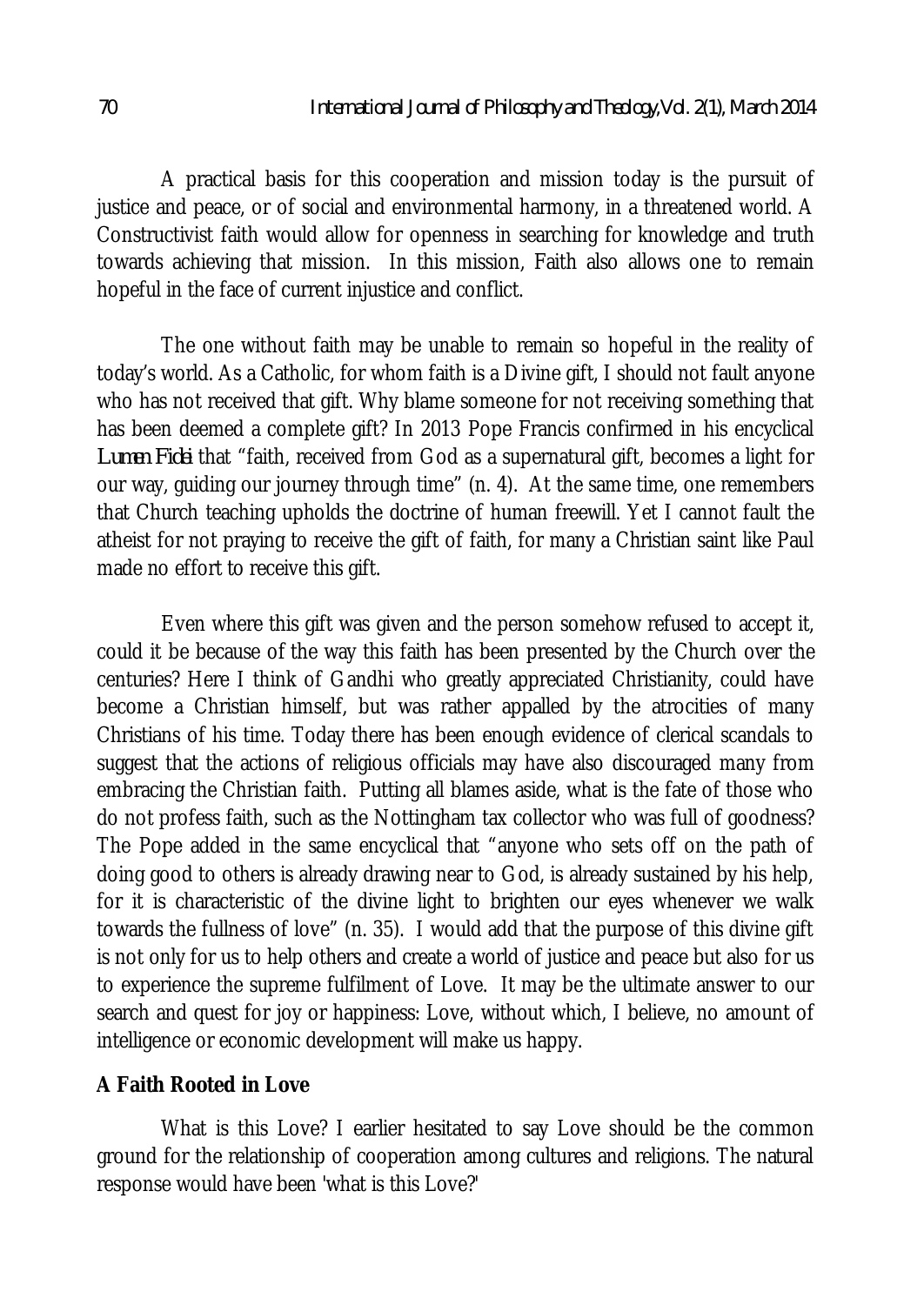A practical basis for this cooperation and mission today is the pursuit of justice and peace, or of social and environmental harmony, in a threatened world. A Constructivist faith would allow for openness in searching for knowledge and truth towards achieving that mission. In this mission, Faith also allows one to remain hopeful in the face of current injustice and conflict.

The one without faith may be unable to remain so hopeful in the reality of today's world. As a Catholic, for whom faith is a Divine gift, I should not fault anyone who has not received that gift. Why blame someone for not receiving something that has been deemed a complete gift? In 2013 Pope Francis confirmed in his encyclical *Lumen Fidei* that "faith, received from God as a supernatural gift, becomes a light for our way, guiding our journey through time" (n. 4). At the same time, one remembers that Church teaching upholds the doctrine of human freewill. Yet I cannot fault the atheist for not praying to receive the gift of faith, for many a Christian saint like Paul made no effort to receive this gift.

Even where this gift was given and the person somehow refused to accept it, could it be because of the way this faith has been presented by the Church over the centuries? Here I think of Gandhi who greatly appreciated Christianity, could have become a Christian himself, but was rather appalled by the atrocities of many Christians of his time. Today there has been enough evidence of clerical scandals to suggest that the actions of religious officials may have also discouraged many from embracing the Christian faith. Putting all blames aside, what is the fate of those who do not profess faith, such as the Nottingham tax collector who was full of goodness? The Pope added in the same encyclical that "anyone who sets off on the path of doing good to others is already drawing near to God, is already sustained by his help, for it is characteristic of the divine light to brighten our eyes whenever we walk towards the fullness of love" (n. 35). I would add that the purpose of this divine gift is not only for us to help others and create a world of justice and peace but also for us to experience the supreme fulfilment of Love. It may be the ultimate answer to our search and quest for joy or happiness: Love, without which, I believe, no amount of intelligence or economic development will make us happy.

**A Faith Rooted in Love**

What is this Love? I earlier hesitated to say Love should be the common ground for the relationship of cooperation among cultures and religions. The natural response would have been 'what is this Love?'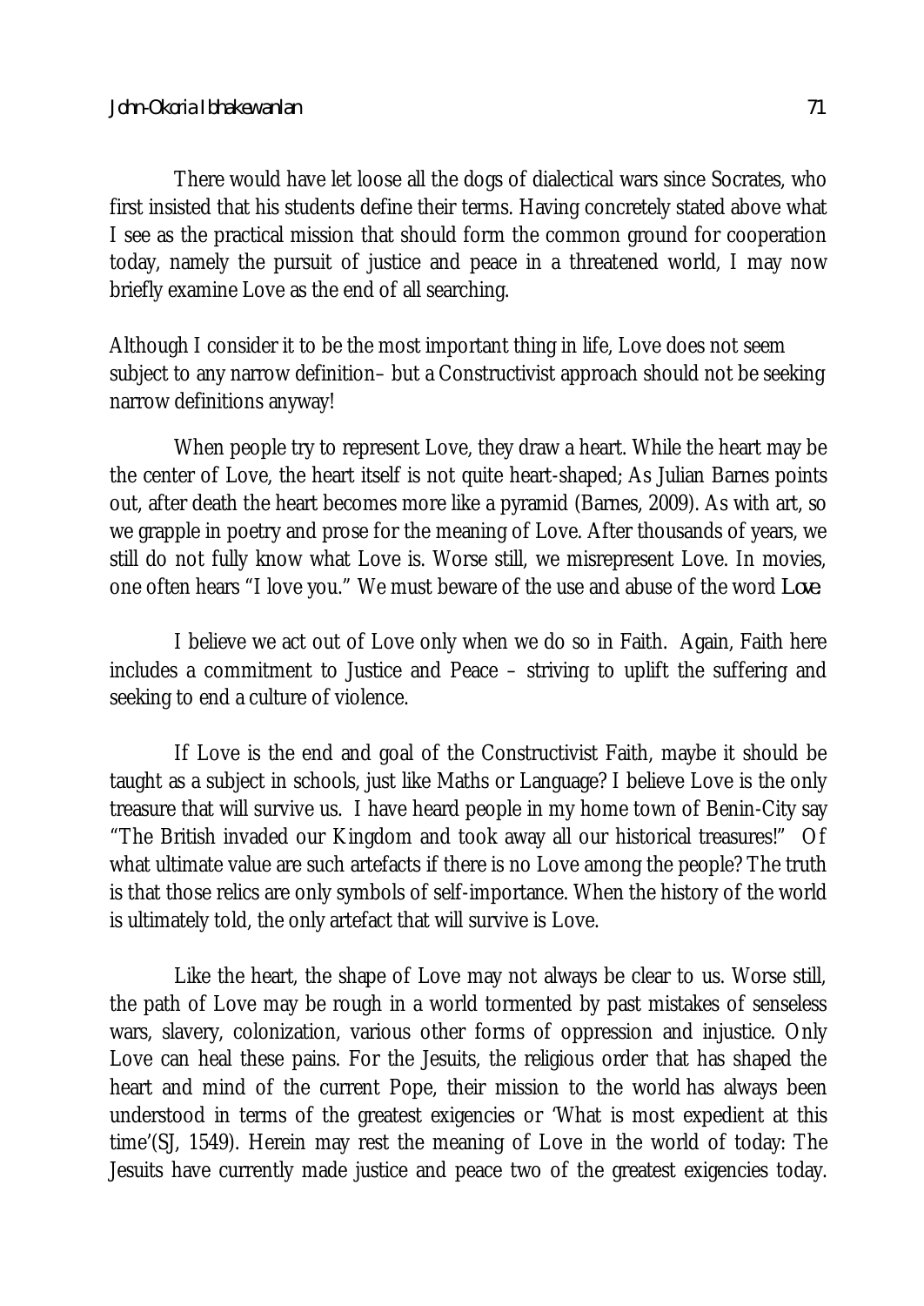There would have let loose all the dogs of dialectical wars since Socrates, who first insisted that his students define their terms. Having concretely stated above what I see as the practical mission that should form the common ground for cooperation today, namely the pursuit of justice and peace in a threatened world, I may now briefly examine Love as the end of all searching.

Although I consider it to be the most important thing in life, Love does not seem subject to any narrow definition– but a Constructivist approach should not be seeking narrow definitions anyway!

When people try to represent Love, they draw a heart. While the heart may be the center of Love, the heart itself is not quite heart-shaped; As Julian Barnes points out, after death the heart becomes more like a pyramid (Barnes, 2009). As with art, so we grapple in poetry and prose for the meaning of Love. After thousands of years, we still do not fully know what Love is. Worse still, we misrepresent Love. In movies, one often hears "I love you." We must beware of the use and abuse of the word *Love*.

I believe we act out of Love only when we do so in Faith. Again, Faith here includes a commitment to Justice and Peace – striving to uplift the suffering and seeking to end a culture of violence.

If Love is the end and goal of the Constructivist Faith, maybe it should be taught as a subject in schools, just like Maths or Language? I believe Love is the only treasure that will survive us. I have heard people in my home town of Benin-City say "The British invaded our Kingdom and took away all our historical treasures!" Of what ultimate value are such artefacts if there is no Love among the people? The truth is that those relics are only symbols of self-importance. When the history of the world is ultimately told, the only artefact that will survive is Love.

Like the heart, the shape of Love may not always be clear to us. Worse still, the path of Love may be rough in a world tormented by past mistakes of senseless wars, slavery, colonization, various other forms of oppression and injustice. Only Love can heal these pains. For the Jesuits, the religious order that has shaped the heart and mind of the current Pope, their mission to the world has always been understood in terms of the greatest exigencies or 'What is most expedient at this time'(SJ, 1549). Herein may rest the meaning of Love in the world of today: The Jesuits have currently made justice and peace two of the greatest exigencies today.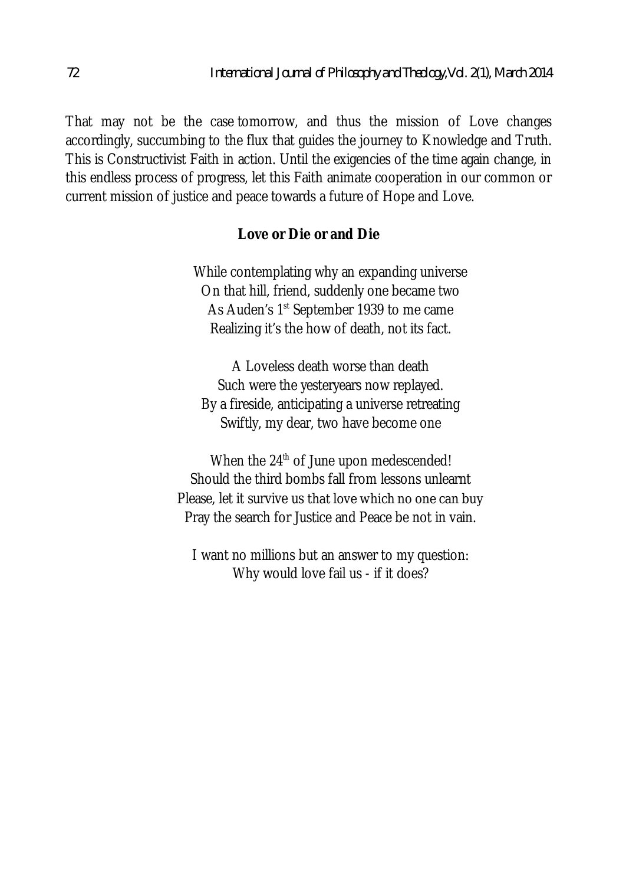That may not be the case tomorrow, and thus the mission of Love changes accordingly, succumbing to the flux that guides the journey to Knowledge and Truth. This is Constructivist Faith in action. Until the exigencies of the time again change, in this endless process of progress, let this Faith animate cooperation in our common or current mission of justice and peace towards a future of Hope and Love.

**Love or Die or and Die**

While contemplating why an expanding universe  
On that hill, friend, suddenly one became two  
As Auden's 1st September 1939 to me came  
Realizing it's the how of death, not its fact.

A Loveless death worse than death  
Such were the yesteryears now replayed.  
By a fireside, anticipating a universe retreating  
Swiftly, my dear, two have become one

When the 24th of June upon medescended!  
Should the third bombs fall from lessons unlearnt  
Please, let it survive us that love which no one can buy  
Pray the search for Justice and Peace be not in vain.

I want no millions but an answer to my question:  
Why would love fail us - if it does?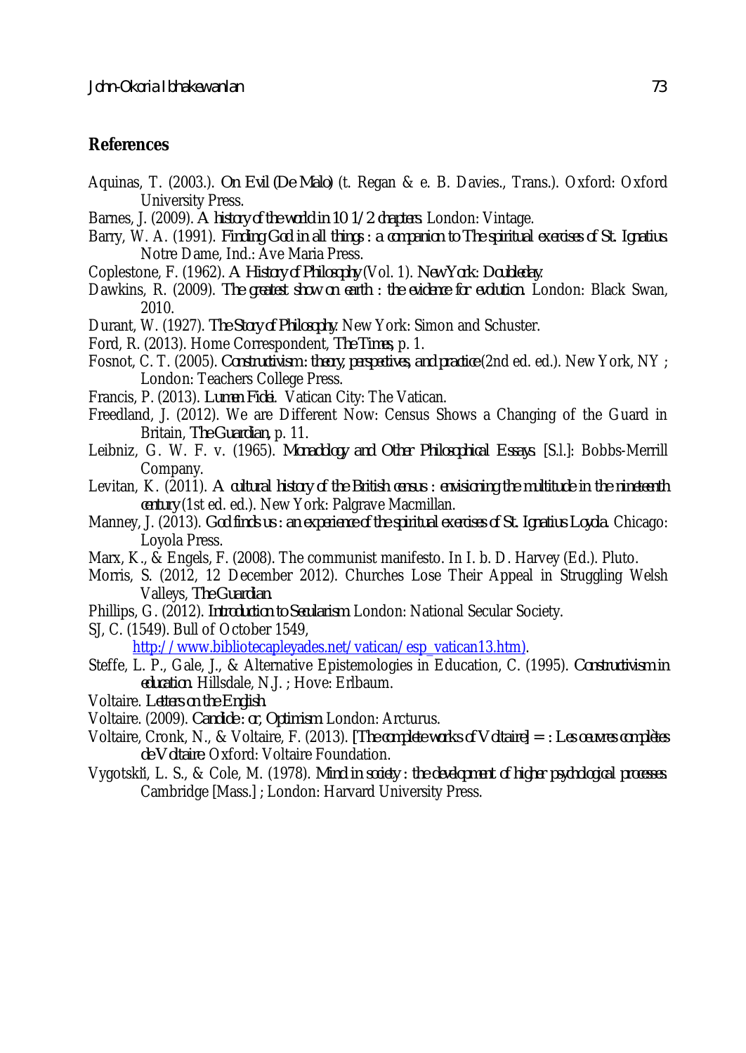## References

Aquinas, T. (2003.). *On Evil (De Malo)* (t. Regan & e. B. Davies., Trans.). Oxford: Oxford University Press.

Barnes, J. (2009). *A history of the world in 10 1/2 chapters*. London: Vintage.

Barry, W. A. (1991). *Finding God in all things : a companion to The spiritual exercises of St. Ignatius*. Notre Dame, Ind.: Ave Maria Press.

Coplestone, F. (1962). *A History of Philosophy* (Vol. 1). *New York: Doubleday.*

Dawkins, R. (2009). *The greatest show on earth : the evidence for evolution*. London: Black Swan, 2010.

Durant, W. (1927). *The Story of Philosophy*. New York: Simon and Schuster.

Ford, R. (2013). Home Correspondent, *The Times*, p. 1.

Fosnot, C. T. (2005). *Constructivism : theory, perspectives, and practice* (2nd ed. ed.). New York, NY ; London: Teachers College Press.

Francis, P. (2013). *Lumen Fidei.* Vatican City: The Vatican.

Freedland, J. (2012). We are Different Now: Census Shows a Changing of the Guard in Britain, *The Guardian*, p. 11.

Leibniz, G. W. F. v. (1965). *Monadology and Other Philosophical Essays*. [S.l.]: Bobbs-Merrill Company.

Levitan, K. (2011). *A cultural history of the British census : envisioning the multitude in the nineteenth century* (1st ed. ed.). New York: Palgrave Macmillan.

Manney, J. (2013). *God finds us : an experience of the spiritual exercises of St. Ignatius Loyola*. Chicago: Loyola Press.

Marx, K., & Engels, F. (2008). The communist manifesto. In I. b. D. Harvey (Ed.). Pluto.

Morris, S. (2012, 12 December 2012). Churches Lose Their Appeal in Struggling Welsh Valleys, *The Guardian*.

Phillips, G. (2012). *Introduction to Secularism*. London: National Secular Society.

SJ, C. (1549). Bull of October 1549, http://www.bibliotecapleyades.net/vatican/esp_vatican13.htm).

Steffe, L. P., Gale, J., & Alternative Epistemologies in Education, C. (1995). *Constructivism in education*. Hillsdale, N.J. ; Hove: Erlbaum.

Voltaire. *Letters on the English*.

Voltaire. (2009). *Candide : or, Optimism*. London: Arcturus.

Voltaire, Cronk, N., & Voltaire, F. (2013). *[The complete works of Voltaire] = : Les oeuvres complètes de Voltaire*. Oxford: Voltaire Foundation.

Vygotskiĭ, L. S., & Cole, M. (1978). *Mind in society : the development of higher psychological processes*. Cambridge [Mass.] ; London: Harvard University Press.